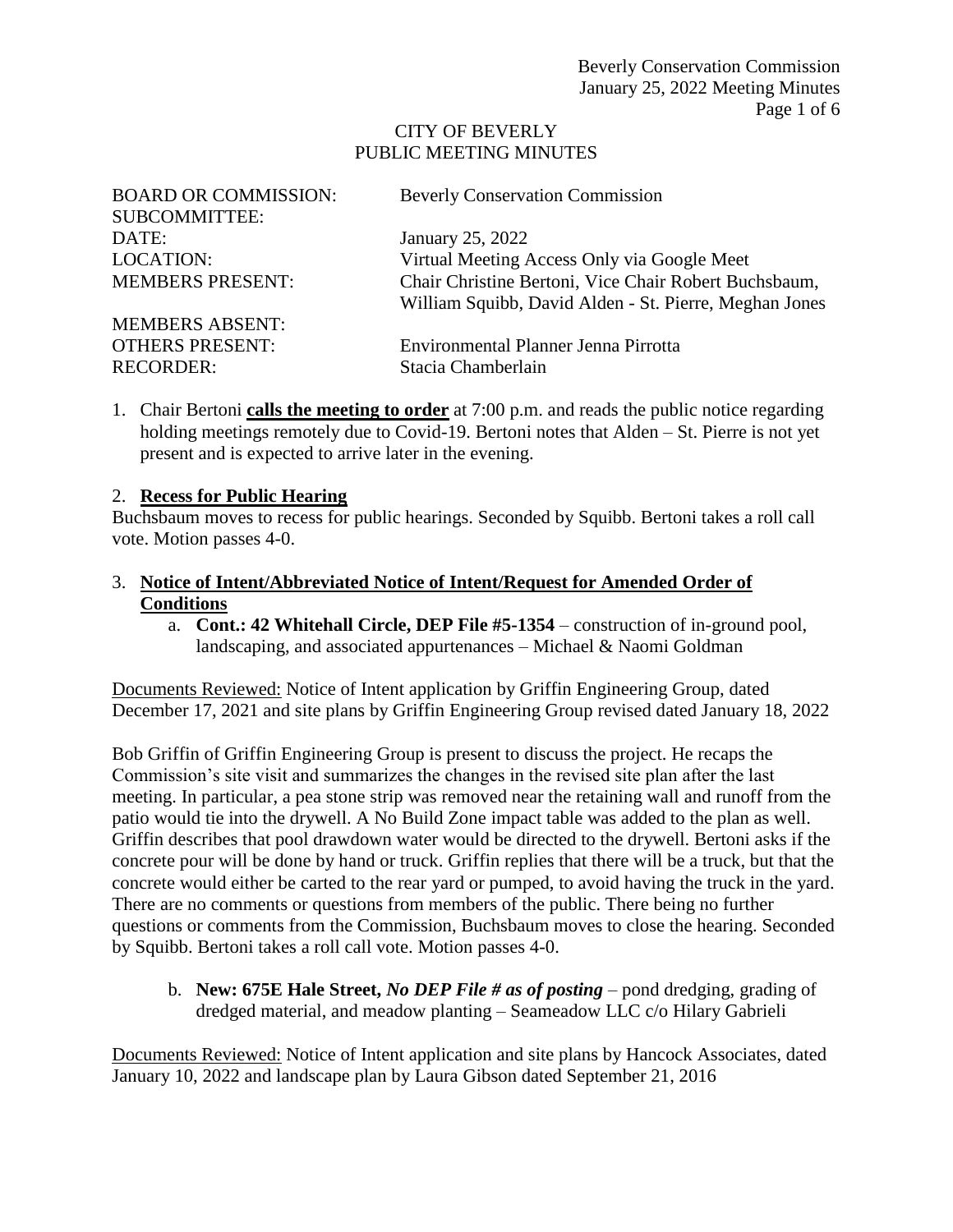CITY OF BEVERLY
PUBLIC MEETING MINUTES

| | |
|---|---|
| BOARD OR COMMISSION: | Beverly Conservation Commission |
| SUBCOMMITTEE: | |
| DATE: | January 25, 2022 |
| LOCATION: | Virtual Meeting Access Only via Google Meet |
| MEMBERS PRESENT: | Chair Christine Bertoni, Vice Chair Robert Buchsbaum, William Squibb, David Alden - St. Pierre, Meghan Jones |
| MEMBERS ABSENT: | |
| OTHERS PRESENT: | Environmental Planner Jenna Pirrotta |
| RECORDER: | Stacia Chamberlain |

1. Chair Bertoni **calls the meeting to order** at 7:00 p.m. and reads the public notice regarding holding meetings remotely due to Covid-19. Bertoni notes that Alden – St. Pierre is not yet present and is expected to arrive later in the evening.

2. **Recess for Public Hearing**

Buchsbaum moves to recess for public hearings. Seconded by Squibb. Bertoni takes a roll call vote. Motion passes 4-0.

3. **Notice of Intent/Abbreviated Notice of Intent/Request for Amended Order of Conditions**
   a. **Cont.: 42 Whitehall Circle, DEP File #5-1354** – construction of in-ground pool, landscaping, and associated appurtenances – Michael & Naomi Goldman

Documents Reviewed: Notice of Intent application by Griffin Engineering Group, dated December 17, 2021 and site plans by Griffin Engineering Group revised dated January 18, 2022

Bob Griffin of Griffin Engineering Group is present to discuss the project. He recaps the Commission's site visit and summarizes the changes in the revised site plan after the last meeting. In particular, a pea stone strip was removed near the retaining wall and runoff from the patio would tie into the drywell. A No Build Zone impact table was added to the plan as well. Griffin describes that pool drawdown water would be directed to the drywell. Bertoni asks if the concrete pour will be done by hand or truck. Griffin replies that there will be a truck, but that the concrete would either be carted to the rear yard or pumped, to avoid having the truck in the yard. There are no comments or questions from members of the public. There being no further questions or comments from the Commission, Buchsbaum moves to close the hearing. Seconded by Squibb. Bertoni takes a roll call vote. Motion passes 4-0.

   b. **New: 675E Hale Street,** ***No DEP File # as of posting*** – pond dredging, grading of dredged material, and meadow planting – Seameadow LLC c/o Hilary Gabrieli

Documents Reviewed: Notice of Intent application and site plans by Hancock Associates, dated January 10, 2022 and landscape plan by Laura Gibson dated September 21, 2016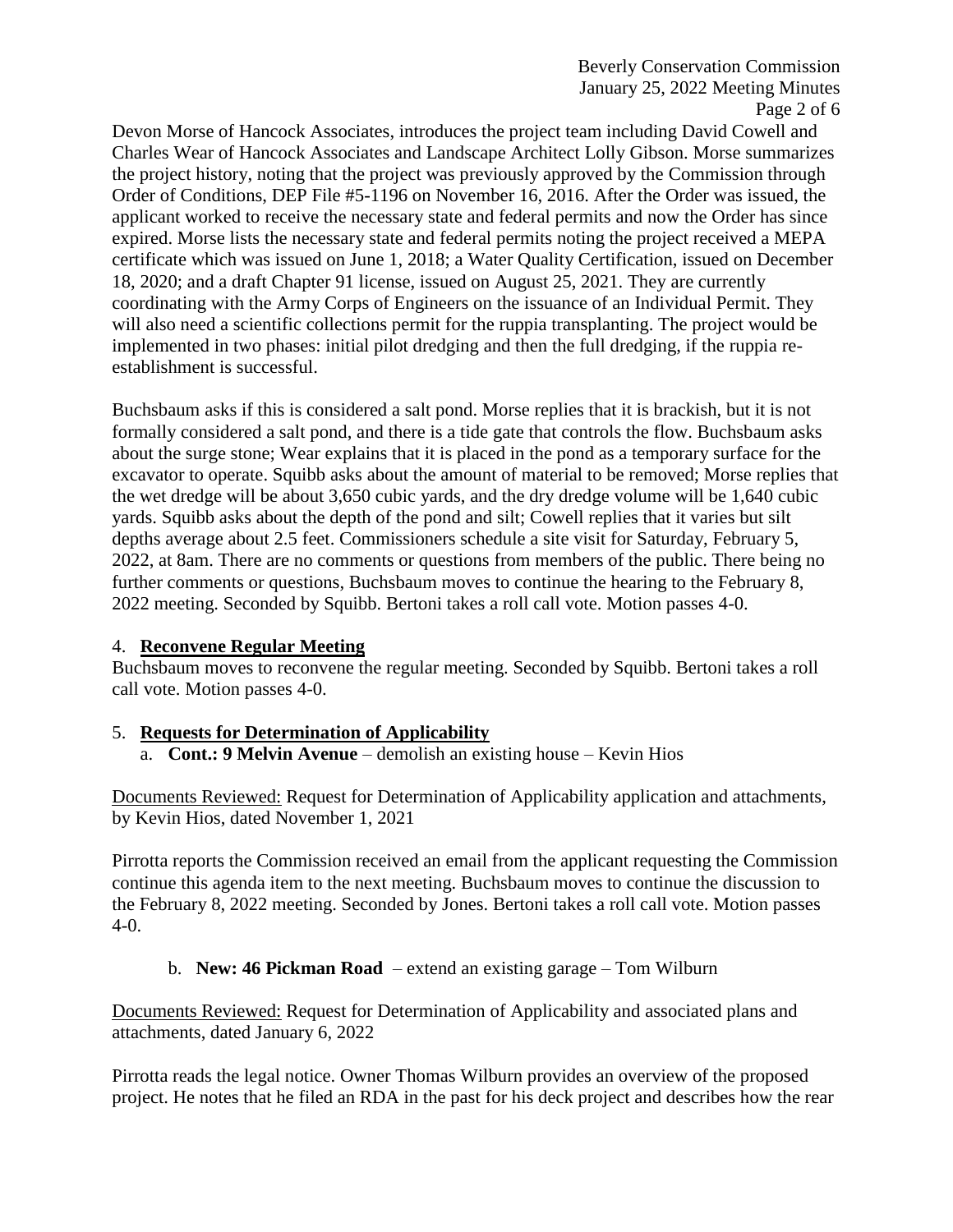Devon Morse of Hancock Associates, introduces the project team including David Cowell and Charles Wear of Hancock Associates and Landscape Architect Lolly Gibson. Morse summarizes the project history, noting that the project was previously approved by the Commission through Order of Conditions, DEP File #5-1196 on November 16, 2016. After the Order was issued, the applicant worked to receive the necessary state and federal permits and now the Order has since expired. Morse lists the necessary state and federal permits noting the project received a MEPA certificate which was issued on June 1, 2018; a Water Quality Certification, issued on December 18, 2020; and a draft Chapter 91 license, issued on August 25, 2021. They are currently coordinating with the Army Corps of Engineers on the issuance of an Individual Permit. They will also need a scientific collections permit for the ruppia transplanting. The project would be implemented in two phases: initial pilot dredging and then the full dredging, if the ruppia re-establishment is successful.

Buchsbaum asks if this is considered a salt pond. Morse replies that it is brackish, but it is not formally considered a salt pond, and there is a tide gate that controls the flow. Buchsbaum asks about the surge stone; Wear explains that it is placed in the pond as a temporary surface for the excavator to operate. Squibb asks about the amount of material to be removed; Morse replies that the wet dredge will be about 3,650 cubic yards, and the dry dredge volume will be 1,640 cubic yards. Squibb asks about the depth of the pond and silt; Cowell replies that it varies but silt depths average about 2.5 feet. Commissioners schedule a site visit for Saturday, February 5, 2022, at 8am. There are no comments or questions from members of the public. There being no further comments or questions, Buchsbaum moves to continue the hearing to the February 8, 2022 meeting. Seconded by Squibb. Bertoni takes a roll call vote. Motion passes 4-0.

4. **Reconvene Regular Meeting**

Buchsbaum moves to reconvene the regular meeting. Seconded by Squibb. Bertoni takes a roll call vote. Motion passes 4-0.

5. **Requests for Determination of Applicability**

   a. **Cont.: 9 Melvin Avenue** – demolish an existing house – Kevin Hios

Documents Reviewed: Request for Determination of Applicability application and attachments, by Kevin Hios, dated November 1, 2021

Pirrotta reports the Commission received an email from the applicant requesting the Commission continue this agenda item to the next meeting. Buchsbaum moves to continue the discussion to the February 8, 2022 meeting. Seconded by Jones. Bertoni takes a roll call vote. Motion passes 4-0.

   b. **New: 46 Pickman Road** – extend an existing garage – Tom Wilburn

Documents Reviewed: Request for Determination of Applicability and associated plans and attachments, dated January 6, 2022

Pirrotta reads the legal notice. Owner Thomas Wilburn provides an overview of the proposed project. He notes that he filed an RDA in the past for his deck project and describes how the rear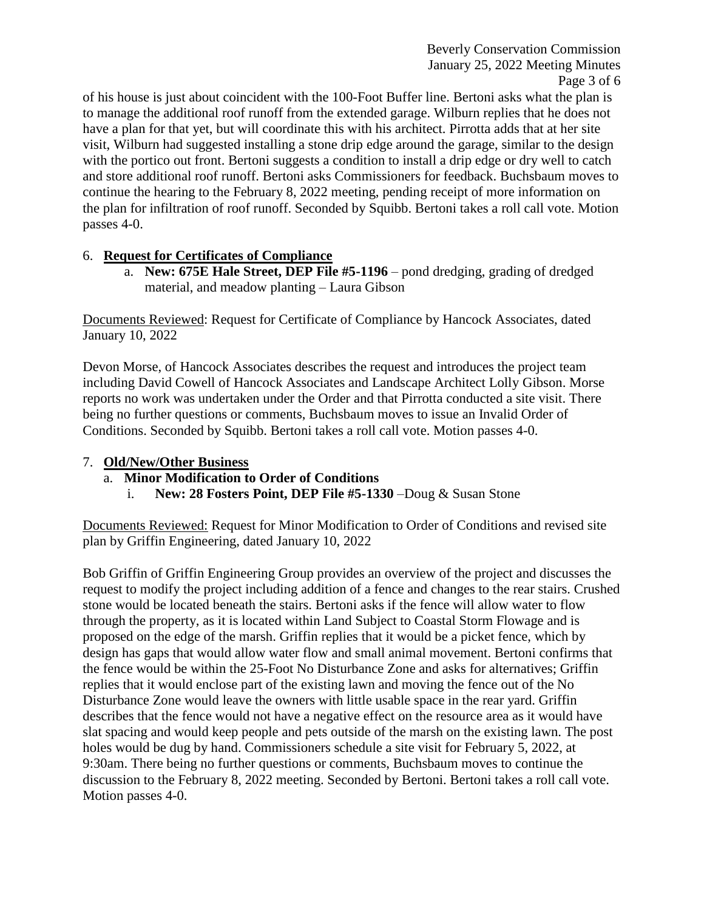of his house is just about coincident with the 100-Foot Buffer line. Bertoni asks what the plan is to manage the additional roof runoff from the extended garage. Wilburn replies that he does not have a plan for that yet, but will coordinate this with his architect. Pirrotta adds that at her site visit, Wilburn had suggested installing a stone drip edge around the garage, similar to the design with the portico out front. Bertoni suggests a condition to install a drip edge or dry well to catch and store additional roof runoff. Bertoni asks Commissioners for feedback. Buchsbaum moves to continue the hearing to the February 8, 2022 meeting, pending receipt of more information on the plan for infiltration of roof runoff. Seconded by Squibb. Bertoni takes a roll call vote. Motion passes 4-0.

6. **Request for Certificates of Compliance**
   a. **New: 675E Hale Street, DEP File #5-1196** – pond dredging, grading of dredged material, and meadow planting – Laura Gibson

Documents Reviewed: Request for Certificate of Compliance by Hancock Associates, dated January 10, 2022

Devon Morse, of Hancock Associates describes the request and introduces the project team including David Cowell of Hancock Associates and Landscape Architect Lolly Gibson. Morse reports no work was undertaken under the Order and that Pirrotta conducted a site visit. There being no further questions or comments, Buchsbaum moves to issue an Invalid Order of Conditions. Seconded by Squibb. Bertoni takes a roll call vote. Motion passes 4-0.

7. **Old/New/Other Business**
   a. **Minor Modification to Order of Conditions**
      i. **New: 28 Fosters Point, DEP File #5-1330** –Doug & Susan Stone

Documents Reviewed: Request for Minor Modification to Order of Conditions and revised site plan by Griffin Engineering, dated January 10, 2022

Bob Griffin of Griffin Engineering Group provides an overview of the project and discusses the request to modify the project including addition of a fence and changes to the rear stairs. Crushed stone would be located beneath the stairs. Bertoni asks if the fence will allow water to flow through the property, as it is located within Land Subject to Coastal Storm Flowage and is proposed on the edge of the marsh. Griffin replies that it would be a picket fence, which by design has gaps that would allow water flow and small animal movement. Bertoni confirms that the fence would be within the 25-Foot No Disturbance Zone and asks for alternatives; Griffin replies that it would enclose part of the existing lawn and moving the fence out of the No Disturbance Zone would leave the owners with little usable space in the rear yard. Griffin describes that the fence would not have a negative effect on the resource area as it would have slat spacing and would keep people and pets outside of the marsh on the existing lawn. The post holes would be dug by hand. Commissioners schedule a site visit for February 5, 2022, at 9:30am. There being no further questions or comments, Buchsbaum moves to continue the discussion to the February 8, 2022 meeting. Seconded by Bertoni. Bertoni takes a roll call vote. Motion passes 4-0.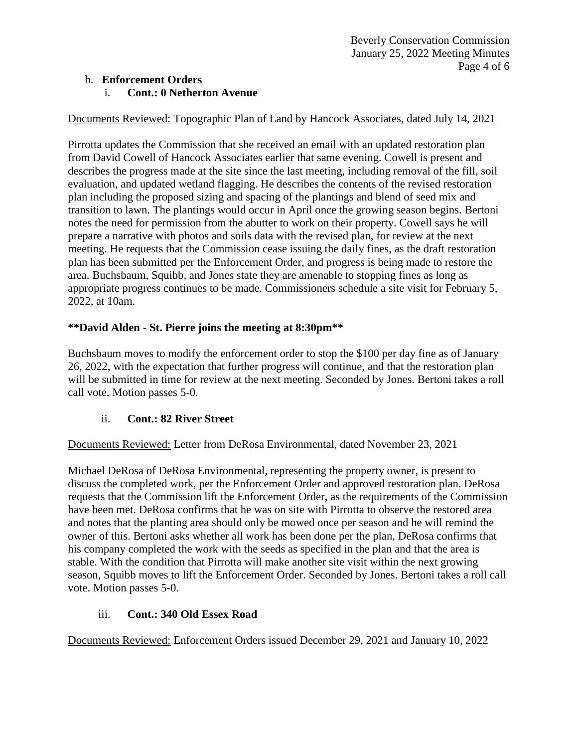b. **Enforcement Orders**

i. **Cont.: 0 Netherton Avenue**

Documents Reviewed: Topographic Plan of Land by Hancock Associates, dated July 14, 2021

Pirrotta updates the Commission that she received an email with an updated restoration plan from David Cowell of Hancock Associates earlier that same evening. Cowell is present and describes the progress made at the site since the last meeting, including removal of the fill, soil evaluation, and updated wetland flagging. He describes the contents of the revised restoration plan including the proposed sizing and spacing of the plantings and blend of seed mix and transition to lawn. The plantings would occur in April once the growing season begins. Bertoni notes the need for permission from the abutter to work on their property. Cowell says he will prepare a narrative with photos and soils data with the revised plan, for review at the next meeting. He requests that the Commission cease issuing the daily fines, as the draft restoration plan has been submitted per the Enforcement Order, and progress is being made to restore the area. Buchsbaum, Squibb, and Jones state they are amenable to stopping fines as long as appropriate progress continues to be made. Commissioners schedule a site visit for February 5, 2022, at 10am.

**\*\*David Alden - St. Pierre joins the meeting at 8:30pm\*\***

Buchsbaum moves to modify the enforcement order to stop the $100 per day fine as of January 26, 2022, with the expectation that further progress will continue, and that the restoration plan will be submitted in time for review at the next meeting. Seconded by Jones. Bertoni takes a roll call vote. Motion passes 5-0.

ii. **Cont.: 82 River Street**

Documents Reviewed: Letter from DeRosa Environmental, dated November 23, 2021

Michael DeRosa of DeRosa Environmental, representing the property owner, is present to discuss the completed work, per the Enforcement Order and approved restoration plan. DeRosa requests that the Commission lift the Enforcement Order, as the requirements of the Commission have been met. DeRosa confirms that he was on site with Pirrotta to observe the restored area and notes that the planting area should only be mowed once per season and he will remind the owner of this. Bertoni asks whether all work has been done per the plan, DeRosa confirms that his company completed the work with the seeds as specified in the plan and that the area is stable. With the condition that Pirrotta will make another site visit within the next growing season, Squibb moves to lift the Enforcement Order. Seconded by Jones. Bertoni takes a roll call vote. Motion passes 5-0.

iii. **Cont.: 340 Old Essex Road**

Documents Reviewed: Enforcement Orders issued December 29, 2021 and January 10, 2022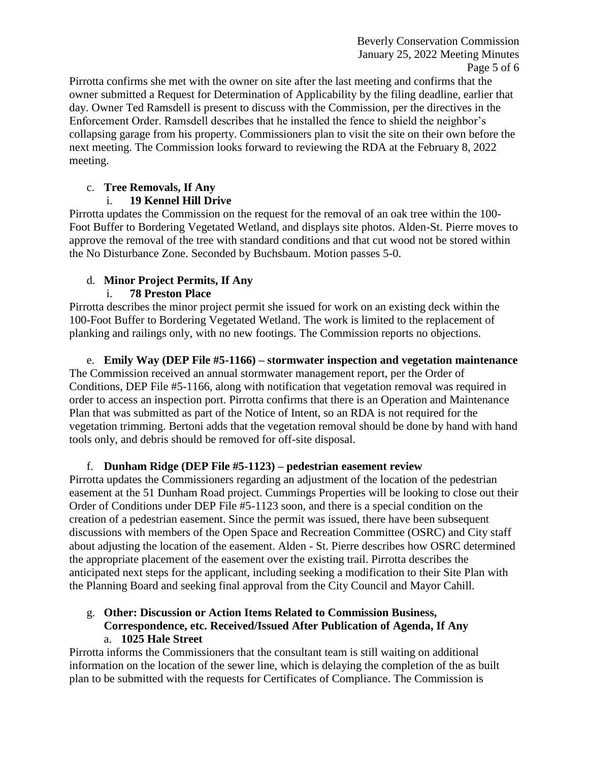Pirrotta confirms she met with the owner on site after the last meeting and confirms that the owner submitted a Request for Determination of Applicability by the filing deadline, earlier that day. Owner Ted Ramsdell is present to discuss with the Commission, per the directives in the Enforcement Order. Ramsdell describes that he installed the fence to shield the neighbor's collapsing garage from his property. Commissioners plan to visit the site on their own before the next meeting. The Commission looks forward to reviewing the RDA at the February 8, 2022 meeting.

c. **Tree Removals, If Any**

i. **19 Kennel Hill Drive**

Pirrotta updates the Commission on the request for the removal of an oak tree within the 100-Foot Buffer to Bordering Vegetated Wetland, and displays site photos. Alden-St. Pierre moves to approve the removal of the tree with standard conditions and that cut wood not be stored within the No Disturbance Zone. Seconded by Buchsbaum. Motion passes 5-0.

d. **Minor Project Permits, If Any**

i. **78 Preston Place**

Pirrotta describes the minor project permit she issued for work on an existing deck within the 100-Foot Buffer to Bordering Vegetated Wetland. The work is limited to the replacement of planking and railings only, with no new footings. The Commission reports no objections.

e. **Emily Way (DEP File #5-1166) – stormwater inspection and vegetation maintenance**

The Commission received an annual stormwater management report, per the Order of Conditions, DEP File #5-1166, along with notification that vegetation removal was required in order to access an inspection port. Pirrotta confirms that there is an Operation and Maintenance Plan that was submitted as part of the Notice of Intent, so an RDA is not required for the vegetation trimming. Bertoni adds that the vegetation removal should be done by hand with hand tools only, and debris should be removed for off-site disposal.

f. **Dunham Ridge (DEP File #5-1123) – pedestrian easement review**

Pirrotta updates the Commissioners regarding an adjustment of the location of the pedestrian easement at the 51 Dunham Road project. Cummings Properties will be looking to close out their Order of Conditions under DEP File #5-1123 soon, and there is a special condition on the creation of a pedestrian easement. Since the permit was issued, there have been subsequent discussions with members of the Open Space and Recreation Committee (OSRC) and City staff about adjusting the location of the easement. Alden - St. Pierre describes how OSRC determined the appropriate placement of the easement over the existing trail. Pirrotta describes the anticipated next steps for the applicant, including seeking a modification to their Site Plan with the Planning Board and seeking final approval from the City Council and Mayor Cahill.

g. **Other: Discussion or Action Items Related to Commission Business, Correspondence, etc. Received/Issued After Publication of Agenda, If Any**

a. **1025 Hale Street**

Pirrotta informs the Commissioners that the consultant team is still waiting on additional information on the location of the sewer line, which is delaying the completion of the as built plan to be submitted with the requests for Certificates of Compliance. The Commission is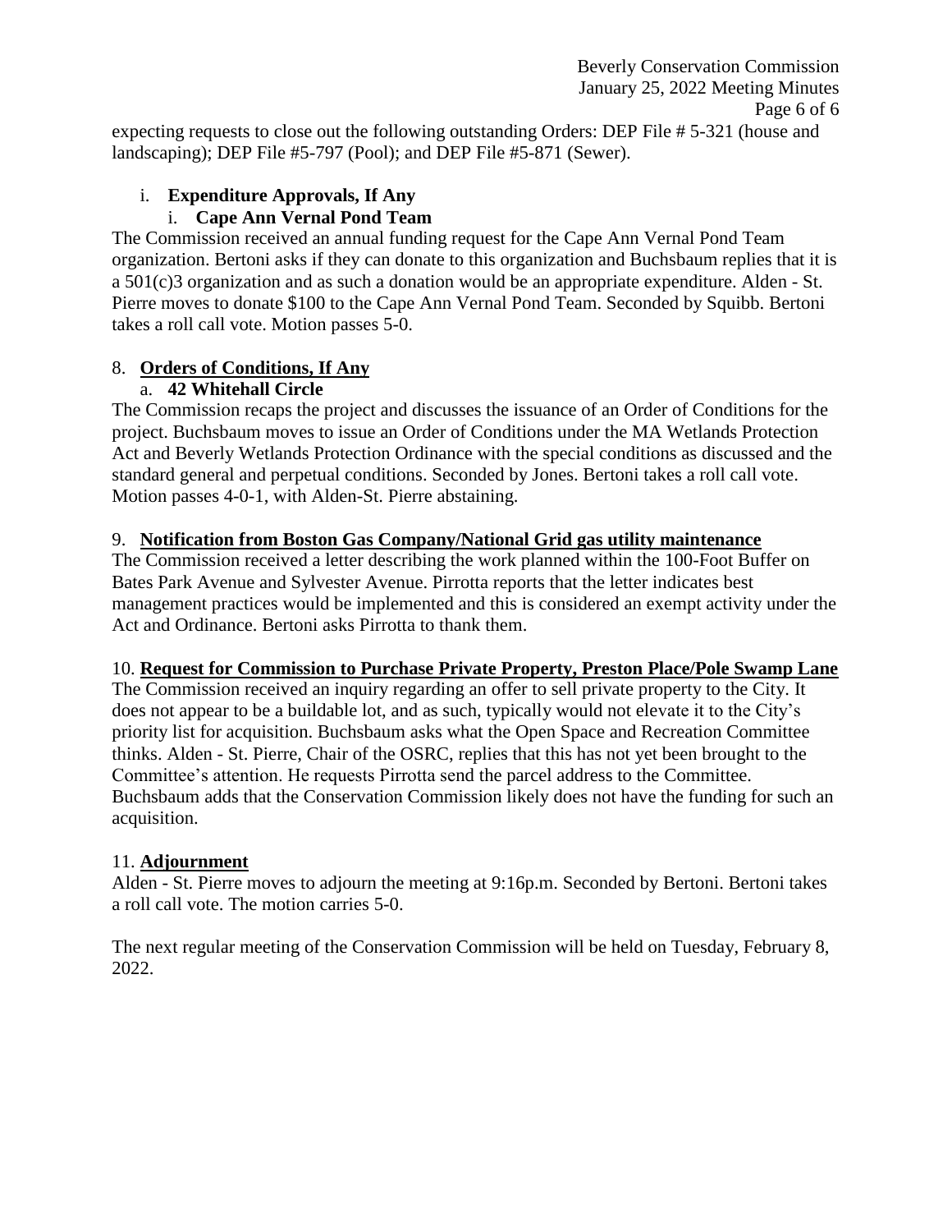expecting requests to close out the following outstanding Orders: DEP File # 5-321 (house and landscaping); DEP File #5-797 (Pool); and DEP File #5-871 (Sewer).

i. **Expenditure Approvals, If Any**

i. **Cape Ann Vernal Pond Team**

The Commission received an annual funding request for the Cape Ann Vernal Pond Team organization. Bertoni asks if they can donate to this organization and Buchsbaum replies that it is a 501(c)3 organization and as such a donation would be an appropriate expenditure. Alden - St. Pierre moves to donate $100 to the Cape Ann Vernal Pond Team. Seconded by Squibb. Bertoni takes a roll call vote. Motion passes 5-0.

8. **Orders of Conditions, If Any**

a. **42 Whitehall Circle**

The Commission recaps the project and discusses the issuance of an Order of Conditions for the project. Buchsbaum moves to issue an Order of Conditions under the MA Wetlands Protection Act and Beverly Wetlands Protection Ordinance with the special conditions as discussed and the standard general and perpetual conditions. Seconded by Jones. Bertoni takes a roll call vote. Motion passes 4-0-1, with Alden-St. Pierre abstaining.

9. **Notification from Boston Gas Company/National Grid gas utility maintenance**

The Commission received a letter describing the work planned within the 100-Foot Buffer on Bates Park Avenue and Sylvester Avenue. Pirrotta reports that the letter indicates best management practices would be implemented and this is considered an exempt activity under the Act and Ordinance. Bertoni asks Pirrotta to thank them.

10. **Request for Commission to Purchase Private Property, Preston Place/Pole Swamp Lane**

The Commission received an inquiry regarding an offer to sell private property to the City. It does not appear to be a buildable lot, and as such, typically would not elevate it to the City's priority list for acquisition. Buchsbaum asks what the Open Space and Recreation Committee thinks. Alden - St. Pierre, Chair of the OSRC, replies that this has not yet been brought to the Committee's attention. He requests Pirrotta send the parcel address to the Committee. Buchsbaum adds that the Conservation Commission likely does not have the funding for such an acquisition.

11. **Adjournment**

Alden - St. Pierre moves to adjourn the meeting at 9:16p.m. Seconded by Bertoni. Bertoni takes a roll call vote. The motion carries 5-0.

The next regular meeting of the Conservation Commission will be held on Tuesday, February 8, 2022.